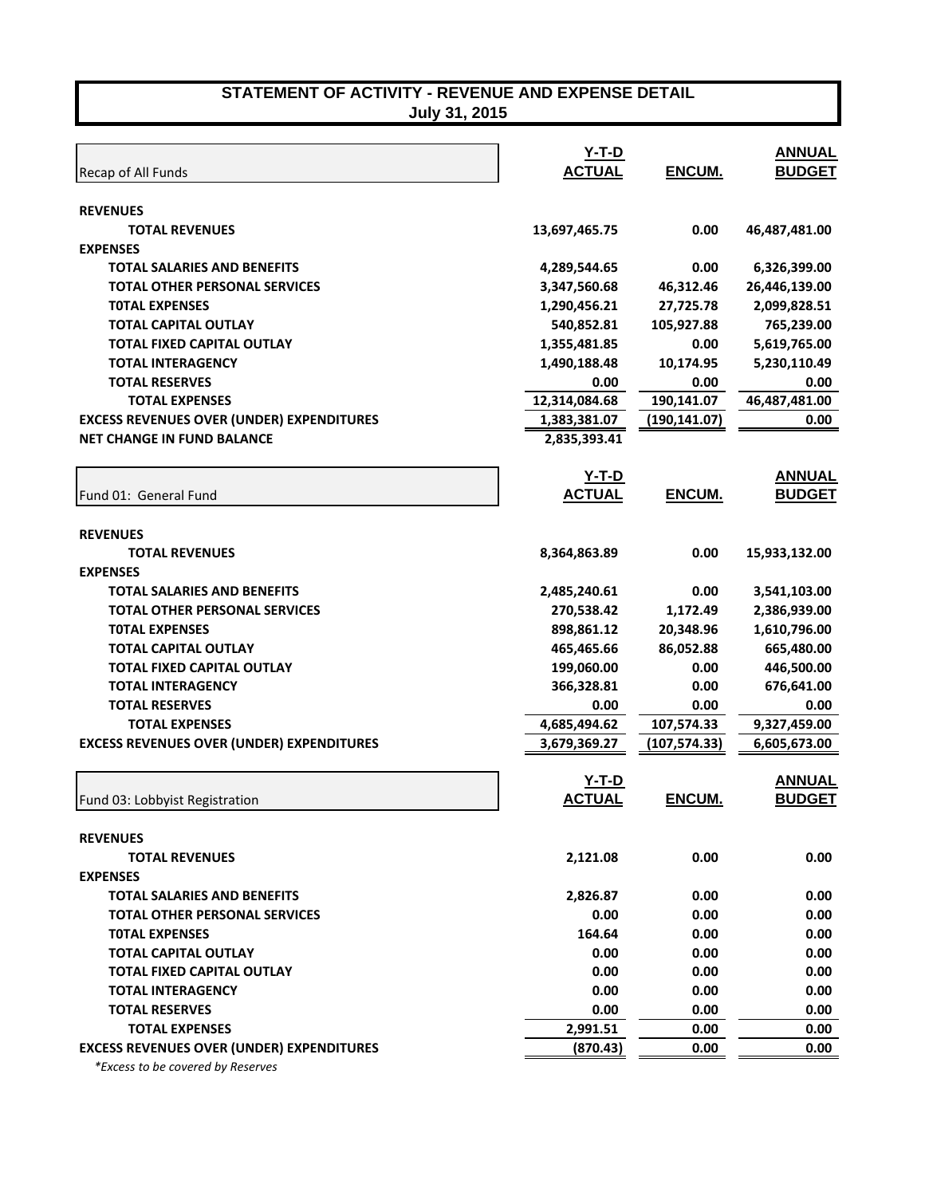# STATEMENT OF ACTIVITY - REVENUE AND EXPENSE DETAIL
**July 31, 2015**

| Recap of All Funds | Y-T-D ACTUAL | ENCUM. | ANNUAL BUDGET |
|---|---|---|---|
| **REVENUES** | | | |
| **TOTAL REVENUES** | 13,697,465.75 | 0.00 | 46,487,481.00 |
| **EXPENSES** | | | |
| **TOTAL SALARIES AND BENEFITS** | 4,289,544.65 | 0.00 | 6,326,399.00 |
| **TOTAL OTHER PERSONAL SERVICES** | 3,347,560.68 | 46,312.46 | 26,446,139.00 |
| **T0TAL EXPENSES** | 1,290,456.21 | 27,725.78 | 2,099,828.51 |
| **TOTAL CAPITAL OUTLAY** | 540,852.81 | 105,927.88 | 765,239.00 |
| **TOTAL FIXED CAPITAL OUTLAY** | 1,355,481.85 | 0.00 | 5,619,765.00 |
| **TOTAL INTERAGENCY** | 1,490,188.48 | 10,174.95 | 5,230,110.49 |
| **TOTAL RESERVES** | 0.00 | 0.00 | 0.00 |
| **TOTAL EXPENSES** | 12,314,084.68 | 190,141.07 | 46,487,481.00 |
| **EXCESS REVENUES OVER (UNDER) EXPENDITURES** | 1,383,381.07 | (190,141.07) | 0.00 |
| **NET CHANGE IN FUND BALANCE** | 2,835,393.41 | | |

| Fund 01: General Fund | Y-T-D ACTUAL | ENCUM. | ANNUAL BUDGET |
|---|---|---|---|
| **REVENUES** | | | |
| **TOTAL REVENUES** | 8,364,863.89 | 0.00 | 15,933,132.00 |
| **EXPENSES** | | | |
| **TOTAL SALARIES AND BENEFITS** | 2,485,240.61 | 0.00 | 3,541,103.00 |
| **TOTAL OTHER PERSONAL SERVICES** | 270,538.42 | 1,172.49 | 2,386,939.00 |
| **T0TAL EXPENSES** | 898,861.12 | 20,348.96 | 1,610,796.00 |
| **TOTAL CAPITAL OUTLAY** | 465,465.66 | 86,052.88 | 665,480.00 |
| **TOTAL FIXED CAPITAL OUTLAY** | 199,060.00 | 0.00 | 446,500.00 |
| **TOTAL INTERAGENCY** | 366,328.81 | 0.00 | 676,641.00 |
| **TOTAL RESERVES** | 0.00 | 0.00 | 0.00 |
| **TOTAL EXPENSES** | 4,685,494.62 | 107,574.33 | 9,327,459.00 |
| **EXCESS REVENUES OVER (UNDER) EXPENDITURES** | 3,679,369.27 | (107,574.33) | 6,605,673.00 |

| Fund 03: Lobbyist Registration | Y-T-D ACTUAL | ENCUM. | ANNUAL BUDGET |
|---|---|---|---|
| **REVENUES** | | | |
| **TOTAL REVENUES** | 2,121.08 | 0.00 | 0.00 |
| **EXPENSES** | | | |
| **TOTAL SALARIES AND BENEFITS** | 2,826.87 | 0.00 | 0.00 |
| **TOTAL OTHER PERSONAL SERVICES** | 0.00 | 0.00 | 0.00 |
| **T0TAL EXPENSES** | 164.64 | 0.00 | 0.00 |
| **TOTAL CAPITAL OUTLAY** | 0.00 | 0.00 | 0.00 |
| **TOTAL FIXED CAPITAL OUTLAY** | 0.00 | 0.00 | 0.00 |
| **TOTAL INTERAGENCY** | 0.00 | 0.00 | 0.00 |
| **TOTAL RESERVES** | 0.00 | 0.00 | 0.00 |
| **TOTAL EXPENSES** | 2,991.51 | 0.00 | 0.00 |
| **EXCESS REVENUES OVER (UNDER) EXPENDITURES** | (870.43) | 0.00 | 0.00 |

*\*Excess to be covered by Reserves*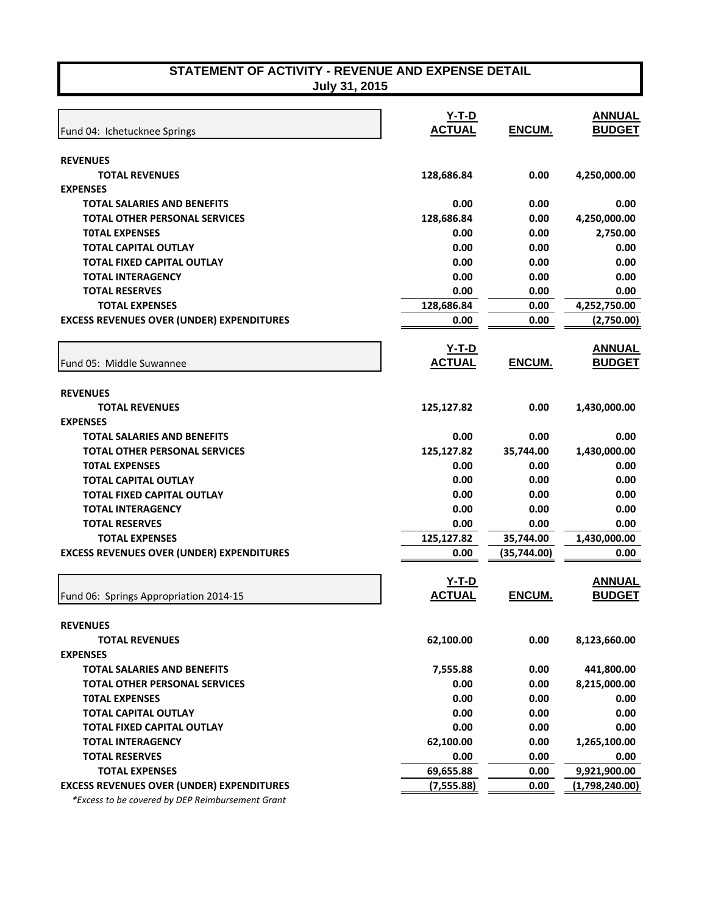# STATEMENT OF ACTIVITY - REVENUE AND EXPENSE DETAIL
## July 31, 2015

| Fund 04: Ichetucknee Springs | Y-T-D ACTUAL | ENCUM. | ANNUAL BUDGET |
|---|---|---|---|
| **REVENUES** | | | |
| **TOTAL REVENUES** | **128,686.84** | **0.00** | **4,250,000.00** |
| **EXPENSES** | | | |
| **TOTAL SALARIES AND BENEFITS** | **0.00** | **0.00** | **0.00** |
| **TOTAL OTHER PERSONAL SERVICES** | **128,686.84** | **0.00** | **4,250,000.00** |
| **T0TAL EXPENSES** | **0.00** | **0.00** | **2,750.00** |
| **TOTAL CAPITAL OUTLAY** | **0.00** | **0.00** | **0.00** |
| **TOTAL FIXED CAPITAL OUTLAY** | **0.00** | **0.00** | **0.00** |
| **TOTAL INTERAGENCY** | **0.00** | **0.00** | **0.00** |
| **TOTAL RESERVES** | **0.00** | **0.00** | **0.00** |
| **TOTAL EXPENSES** | **128,686.84** | **0.00** | **4,252,750.00** |
| **EXCESS REVENUES OVER (UNDER) EXPENDITURES** | **0.00** | **0.00** | **(2,750.00)** |

| Fund 05: Middle Suwannee | Y-T-D ACTUAL | ENCUM. | ANNUAL BUDGET |
|---|---|---|---|
| **REVENUES** | | | |
| **TOTAL REVENUES** | **125,127.82** | **0.00** | **1,430,000.00** |
| **EXPENSES** | | | |
| **TOTAL SALARIES AND BENEFITS** | **0.00** | **0.00** | **0.00** |
| **TOTAL OTHER PERSONAL SERVICES** | **125,127.82** | **35,744.00** | **1,430,000.00** |
| **T0TAL EXPENSES** | **0.00** | **0.00** | **0.00** |
| **TOTAL CAPITAL OUTLAY** | **0.00** | **0.00** | **0.00** |
| **TOTAL FIXED CAPITAL OUTLAY** | **0.00** | **0.00** | **0.00** |
| **TOTAL INTERAGENCY** | **0.00** | **0.00** | **0.00** |
| **TOTAL RESERVES** | **0.00** | **0.00** | **0.00** |
| **TOTAL EXPENSES** | **125,127.82** | **35,744.00** | **1,430,000.00** |
| **EXCESS REVENUES OVER (UNDER) EXPENDITURES** | **0.00** | **(35,744.00)** | **0.00** |

| Fund 06: Springs Appropriation 2014-15 | Y-T-D ACTUAL | ENCUM. | ANNUAL BUDGET |
|---|---|---|---|
| **REVENUES** | | | |
| **TOTAL REVENUES** | **62,100.00** | **0.00** | **8,123,660.00** |
| **EXPENSES** | | | |
| **TOTAL SALARIES AND BENEFITS** | **7,555.88** | **0.00** | **441,800.00** |
| **TOTAL OTHER PERSONAL SERVICES** | **0.00** | **0.00** | **8,215,000.00** |
| **T0TAL EXPENSES** | **0.00** | **0.00** | **0.00** |
| **TOTAL CAPITAL OUTLAY** | **0.00** | **0.00** | **0.00** |
| **TOTAL FIXED CAPITAL OUTLAY** | **0.00** | **0.00** | **0.00** |
| **TOTAL INTERAGENCY** | **62,100.00** | **0.00** | **1,265,100.00** |
| **TOTAL RESERVES** | **0.00** | **0.00** | **0.00** |
| **TOTAL EXPENSES** | **69,655.88** | **0.00** | **9,921,900.00** |
| **EXCESS REVENUES OVER (UNDER) EXPENDITURES** | **(7,555.88)** | **0.00** | **(1,798,240.00)** |

*\*Excess to be covered by DEP Reimbursement Grant*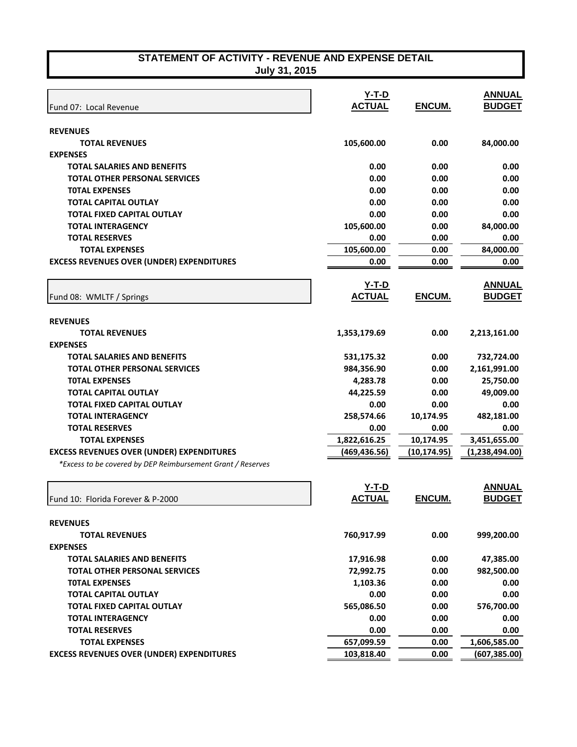# STATEMENT OF ACTIVITY - REVENUE AND EXPENSE DETAIL
## July 31, 2015

| Fund 07: Local Revenue | Y-T-D ACTUAL | ENCUM. | ANNUAL BUDGET |
|---|---|---|---|
| **REVENUES** | | | |
| **TOTAL REVENUES** | 105,600.00 | 0.00 | 84,000.00 |
| **EXPENSES** | | | |
| **TOTAL SALARIES AND BENEFITS** | 0.00 | 0.00 | 0.00 |
| **TOTAL OTHER PERSONAL SERVICES** | 0.00 | 0.00 | 0.00 |
| **T0TAL EXPENSES** | 0.00 | 0.00 | 0.00 |
| **TOTAL CAPITAL OUTLAY** | 0.00 | 0.00 | 0.00 |
| **TOTAL FIXED CAPITAL OUTLAY** | 0.00 | 0.00 | 0.00 |
| **TOTAL INTERAGENCY** | 105,600.00 | 0.00 | 84,000.00 |
| **TOTAL RESERVES** | 0.00 | 0.00 | 0.00 |
| **TOTAL EXPENSES** | 105,600.00 | 0.00 | 84,000.00 |
| **EXCESS REVENUES OVER (UNDER) EXPENDITURES** | 0.00 | 0.00 | 0.00 |

| Fund 08: WMLTF / Springs | Y-T-D ACTUAL | ENCUM. | ANNUAL BUDGET |
|---|---|---|---|
| **REVENUES** | | | |
| **TOTAL REVENUES** | 1,353,179.69 | 0.00 | 2,213,161.00 |
| **EXPENSES** | | | |
| **TOTAL SALARIES AND BENEFITS** | 531,175.32 | 0.00 | 732,724.00 |
| **TOTAL OTHER PERSONAL SERVICES** | 984,356.90 | 0.00 | 2,161,991.00 |
| **T0TAL EXPENSES** | 4,283.78 | 0.00 | 25,750.00 |
| **TOTAL CAPITAL OUTLAY** | 44,225.59 | 0.00 | 49,009.00 |
| **TOTAL FIXED CAPITAL OUTLAY** | 0.00 | 0.00 | 0.00 |
| **TOTAL INTERAGENCY** | 258,574.66 | 10,174.95 | 482,181.00 |
| **TOTAL RESERVES** | 0.00 | 0.00 | 0.00 |
| **TOTAL EXPENSES** | 1,822,616.25 | 10,174.95 | 3,451,655.00 |
| **EXCESS REVENUES OVER (UNDER) EXPENDITURES** | (469,436.56) | (10,174.95) | (1,238,494.00) |

*\*Excess to be covered by DEP Reimbursement Grant / Reserves*

| Fund 10: Florida Forever & P-2000 | Y-T-D ACTUAL | ENCUM. | ANNUAL BUDGET |
|---|---|---|---|
| **REVENUES** | | | |
| **TOTAL REVENUES** | 760,917.99 | 0.00 | 999,200.00 |
| **EXPENSES** | | | |
| **TOTAL SALARIES AND BENEFITS** | 17,916.98 | 0.00 | 47,385.00 |
| **TOTAL OTHER PERSONAL SERVICES** | 72,992.75 | 0.00 | 982,500.00 |
| **T0TAL EXPENSES** | 1,103.36 | 0.00 | 0.00 |
| **TOTAL CAPITAL OUTLAY** | 0.00 | 0.00 | 0.00 |
| **TOTAL FIXED CAPITAL OUTLAY** | 565,086.50 | 0.00 | 576,700.00 |
| **TOTAL INTERAGENCY** | 0.00 | 0.00 | 0.00 |
| **TOTAL RESERVES** | 0.00 | 0.00 | 0.00 |
| **TOTAL EXPENSES** | 657,099.59 | 0.00 | 1,606,585.00 |
| **EXCESS REVENUES OVER (UNDER) EXPENDITURES** | 103,818.40 | 0.00 | (607,385.00) |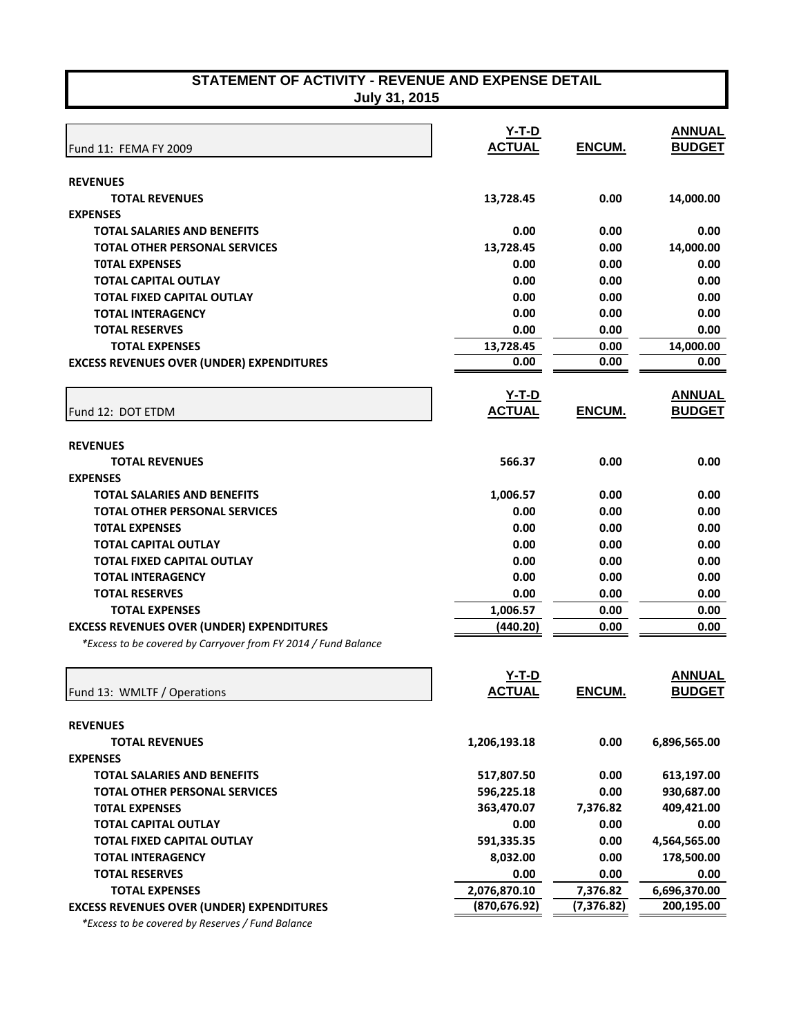# STATEMENT OF ACTIVITY - REVENUE AND EXPENSE DETAIL
## July 31, 2015

| Fund 11: FEMA FY 2009 | Y-T-D ACTUAL | ENCUM. | ANNUAL BUDGET |
|---|---|---|---|
| **REVENUES** | | | |
| **TOTAL REVENUES** | 13,728.45 | 0.00 | 14,000.00 |
| **EXPENSES** | | | |
| **TOTAL SALARIES AND BENEFITS** | 0.00 | 0.00 | 0.00 |
| **TOTAL OTHER PERSONAL SERVICES** | 13,728.45 | 0.00 | 14,000.00 |
| **T0TAL EXPENSES** | 0.00 | 0.00 | 0.00 |
| **TOTAL CAPITAL OUTLAY** | 0.00 | 0.00 | 0.00 |
| **TOTAL FIXED CAPITAL OUTLAY** | 0.00 | 0.00 | 0.00 |
| **TOTAL INTERAGENCY** | 0.00 | 0.00 | 0.00 |
| **TOTAL RESERVES** | 0.00 | 0.00 | 0.00 |
| **TOTAL EXPENSES** | 13,728.45 | 0.00 | 14,000.00 |
| **EXCESS REVENUES OVER (UNDER) EXPENDITURES** | 0.00 | 0.00 | 0.00 |

| Fund 12: DOT ETDM | Y-T-D ACTUAL | ENCUM. | ANNUAL BUDGET |
|---|---|---|---|
| **REVENUES** | | | |
| **TOTAL REVENUES** | 566.37 | 0.00 | 0.00 |
| **EXPENSES** | | | |
| **TOTAL SALARIES AND BENEFITS** | 1,006.57 | 0.00 | 0.00 |
| **TOTAL OTHER PERSONAL SERVICES** | 0.00 | 0.00 | 0.00 |
| **T0TAL EXPENSES** | 0.00 | 0.00 | 0.00 |
| **TOTAL CAPITAL OUTLAY** | 0.00 | 0.00 | 0.00 |
| **TOTAL FIXED CAPITAL OUTLAY** | 0.00 | 0.00 | 0.00 |
| **TOTAL INTERAGENCY** | 0.00 | 0.00 | 0.00 |
| **TOTAL RESERVES** | 0.00 | 0.00 | 0.00 |
| **TOTAL EXPENSES** | 1,006.57 | 0.00 | 0.00 |
| **EXCESS REVENUES OVER (UNDER) EXPENDITURES** | (440.20) | 0.00 | 0.00 |

*\*Excess to be covered by Carryover from FY 2014 / Fund Balance*

| Fund 13: WMLTF / Operations | Y-T-D ACTUAL | ENCUM. | ANNUAL BUDGET |
|---|---|---|---|
| **REVENUES** | | | |
| **TOTAL REVENUES** | 1,206,193.18 | 0.00 | 6,896,565.00 |
| **EXPENSES** | | | |
| **TOTAL SALARIES AND BENEFITS** | 517,807.50 | 0.00 | 613,197.00 |
| **TOTAL OTHER PERSONAL SERVICES** | 596,225.18 | 0.00 | 930,687.00 |
| **T0TAL EXPENSES** | 363,470.07 | 7,376.82 | 409,421.00 |
| **TOTAL CAPITAL OUTLAY** | 0.00 | 0.00 | 0.00 |
| **TOTAL FIXED CAPITAL OUTLAY** | 591,335.35 | 0.00 | 4,564,565.00 |
| **TOTAL INTERAGENCY** | 8,032.00 | 0.00 | 178,500.00 |
| **TOTAL RESERVES** | 0.00 | 0.00 | 0.00 |
| **TOTAL EXPENSES** | 2,076,870.10 | 7,376.82 | 6,696,370.00 |
| **EXCESS REVENUES OVER (UNDER) EXPENDITURES** | (870,676.92) | (7,376.82) | 200,195.00 |

*\*Excess to be covered by Reserves / Fund Balance*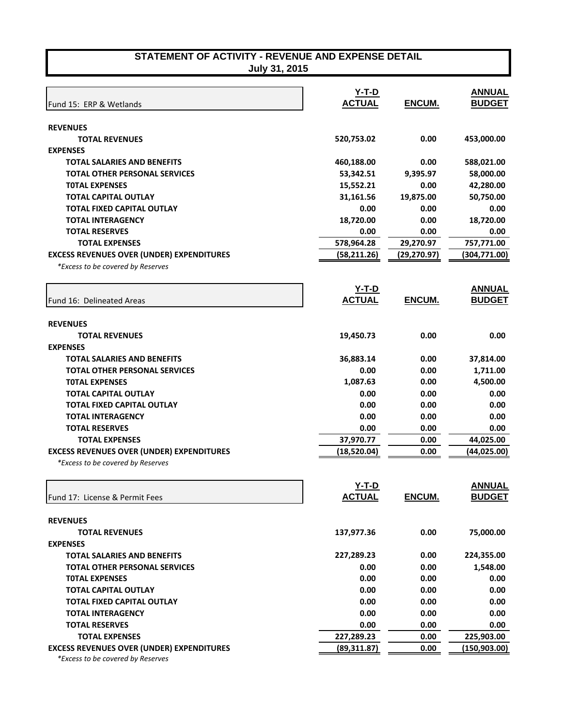# STATEMENT OF ACTIVITY - REVENUE AND EXPENSE DETAIL
## July 31, 2015

| Fund 15: ERP & Wetlands | Y-T-D ACTUAL | ENCUM. | ANNUAL BUDGET |
|---|---|---|---|
| **REVENUES** | | | |
| **TOTAL REVENUES** | **520,753.02** | **0.00** | **453,000.00** |
| **EXPENSES** | | | |
| **TOTAL SALARIES AND BENEFITS** | **460,188.00** | **0.00** | **588,021.00** |
| **TOTAL OTHER PERSONAL SERVICES** | **53,342.51** | **9,395.97** | **58,000.00** |
| **T0TAL EXPENSES** | **15,552.21** | **0.00** | **42,280.00** |
| **TOTAL CAPITAL OUTLAY** | **31,161.56** | **19,875.00** | **50,750.00** |
| **TOTAL FIXED CAPITAL OUTLAY** | **0.00** | **0.00** | **0.00** |
| **TOTAL INTERAGENCY** | **18,720.00** | **0.00** | **18,720.00** |
| **TOTAL RESERVES** | **0.00** | **0.00** | **0.00** |
| **TOTAL EXPENSES** | **578,964.28** | **29,270.97** | **757,771.00** |
| **EXCESS REVENUES OVER (UNDER) EXPENDITURES** | **(58,211.26)** | **(29,270.97)** | **(304,771.00)** |

*\*Excess to be covered by Reserves*

| Fund 16: Delineated Areas | Y-T-D ACTUAL | ENCUM. | ANNUAL BUDGET |
|---|---|---|---|
| **REVENUES** | | | |
| **TOTAL REVENUES** | **19,450.73** | **0.00** | **0.00** |
| **EXPENSES** | | | |
| **TOTAL SALARIES AND BENEFITS** | **36,883.14** | **0.00** | **37,814.00** |
| **TOTAL OTHER PERSONAL SERVICES** | **0.00** | **0.00** | **1,711.00** |
| **T0TAL EXPENSES** | **1,087.63** | **0.00** | **4,500.00** |
| **TOTAL CAPITAL OUTLAY** | **0.00** | **0.00** | **0.00** |
| **TOTAL FIXED CAPITAL OUTLAY** | **0.00** | **0.00** | **0.00** |
| **TOTAL INTERAGENCY** | **0.00** | **0.00** | **0.00** |
| **TOTAL RESERVES** | **0.00** | **0.00** | **0.00** |
| **TOTAL EXPENSES** | **37,970.77** | **0.00** | **44,025.00** |
| **EXCESS REVENUES OVER (UNDER) EXPENDITURES** | **(18,520.04)** | **0.00** | **(44,025.00)** |

*\*Excess to be covered by Reserves*

| Fund 17: License & Permit Fees | Y-T-D ACTUAL | ENCUM. | ANNUAL BUDGET |
|---|---|---|---|
| **REVENUES** | | | |
| **TOTAL REVENUES** | **137,977.36** | **0.00** | **75,000.00** |
| **EXPENSES** | | | |
| **TOTAL SALARIES AND BENEFITS** | **227,289.23** | **0.00** | **224,355.00** |
| **TOTAL OTHER PERSONAL SERVICES** | **0.00** | **0.00** | **1,548.00** |
| **T0TAL EXPENSES** | **0.00** | **0.00** | **0.00** |
| **TOTAL CAPITAL OUTLAY** | **0.00** | **0.00** | **0.00** |
| **TOTAL FIXED CAPITAL OUTLAY** | **0.00** | **0.00** | **0.00** |
| **TOTAL INTERAGENCY** | **0.00** | **0.00** | **0.00** |
| **TOTAL RESERVES** | **0.00** | **0.00** | **0.00** |
| **TOTAL EXPENSES** | **227,289.23** | **0.00** | **225,903.00** |
| **EXCESS REVENUES OVER (UNDER) EXPENDITURES** | **(89,311.87)** | **0.00** | **(150,903.00)** |

*\*Excess to be covered by Reserves*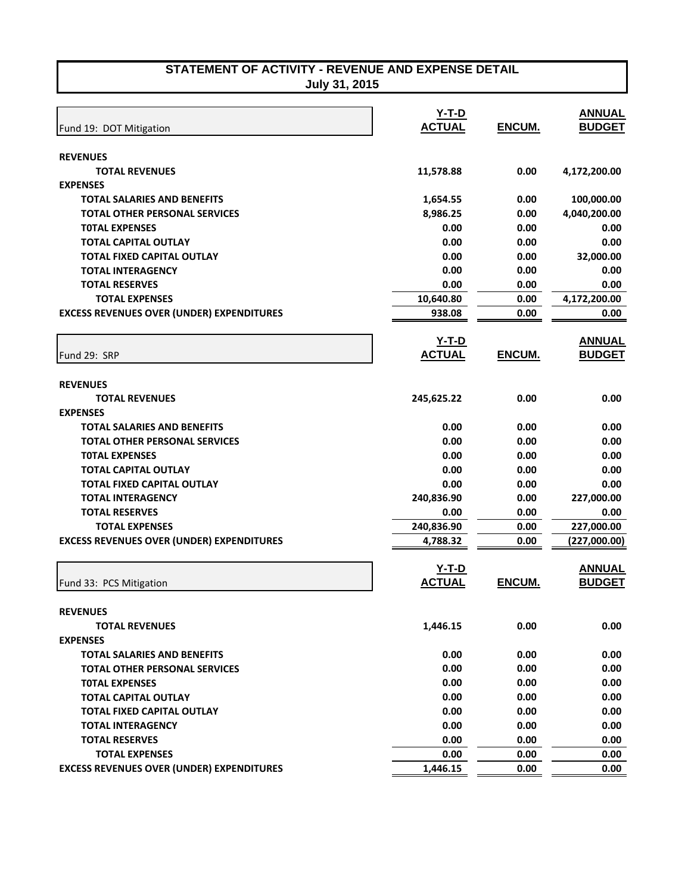# STATEMENT OF ACTIVITY - REVENUE AND EXPENSE DETAIL
## July 31, 2015

| Fund 19: DOT Mitigation | Y-T-D ACTUAL | ENCUM. | ANNUAL BUDGET |
|---|---|---|---|
| **REVENUES** | | | |
| **TOTAL REVENUES** | 11,578.88 | 0.00 | 4,172,200.00 |
| **EXPENSES** | | | |
| **TOTAL SALARIES AND BENEFITS** | 1,654.55 | 0.00 | 100,000.00 |
| **TOTAL OTHER PERSONAL SERVICES** | 8,986.25 | 0.00 | 4,040,200.00 |
| **T0TAL EXPENSES** | 0.00 | 0.00 | 0.00 |
| **TOTAL CAPITAL OUTLAY** | 0.00 | 0.00 | 0.00 |
| **TOTAL FIXED CAPITAL OUTLAY** | 0.00 | 0.00 | 32,000.00 |
| **TOTAL INTERAGENCY** | 0.00 | 0.00 | 0.00 |
| **TOTAL RESERVES** | 0.00 | 0.00 | 0.00 |
| **TOTAL EXPENSES** | 10,640.80 | 0.00 | 4,172,200.00 |
| **EXCESS REVENUES OVER (UNDER) EXPENDITURES** | 938.08 | 0.00 | 0.00 |

| Fund 29: SRP | Y-T-D ACTUAL | ENCUM. | ANNUAL BUDGET |
|---|---|---|---|
| **REVENUES** | | | |
| **TOTAL REVENUES** | 245,625.22 | 0.00 | 0.00 |
| **EXPENSES** | | | |
| **TOTAL SALARIES AND BENEFITS** | 0.00 | 0.00 | 0.00 |
| **TOTAL OTHER PERSONAL SERVICES** | 0.00 | 0.00 | 0.00 |
| **T0TAL EXPENSES** | 0.00 | 0.00 | 0.00 |
| **TOTAL CAPITAL OUTLAY** | 0.00 | 0.00 | 0.00 |
| **TOTAL FIXED CAPITAL OUTLAY** | 0.00 | 0.00 | 0.00 |
| **TOTAL INTERAGENCY** | 240,836.90 | 0.00 | 227,000.00 |
| **TOTAL RESERVES** | 0.00 | 0.00 | 0.00 |
| **TOTAL EXPENSES** | 240,836.90 | 0.00 | 227,000.00 |
| **EXCESS REVENUES OVER (UNDER) EXPENDITURES** | 4,788.32 | 0.00 | (227,000.00) |

| Fund 33: PCS Mitigation | Y-T-D ACTUAL | ENCUM. | ANNUAL BUDGET |
|---|---|---|---|
| **REVENUES** | | | |
| **TOTAL REVENUES** | 1,446.15 | 0.00 | 0.00 |
| **EXPENSES** | | | |
| **TOTAL SALARIES AND BENEFITS** | 0.00 | 0.00 | 0.00 |
| **TOTAL OTHER PERSONAL SERVICES** | 0.00 | 0.00 | 0.00 |
| **T0TAL EXPENSES** | 0.00 | 0.00 | 0.00 |
| **TOTAL CAPITAL OUTLAY** | 0.00 | 0.00 | 0.00 |
| **TOTAL FIXED CAPITAL OUTLAY** | 0.00 | 0.00 | 0.00 |
| **TOTAL INTERAGENCY** | 0.00 | 0.00 | 0.00 |
| **TOTAL RESERVES** | 0.00 | 0.00 | 0.00 |
| **TOTAL EXPENSES** | 0.00 | 0.00 | 0.00 |
| **EXCESS REVENUES OVER (UNDER) EXPENDITURES** | 1,446.15 | 0.00 | 0.00 |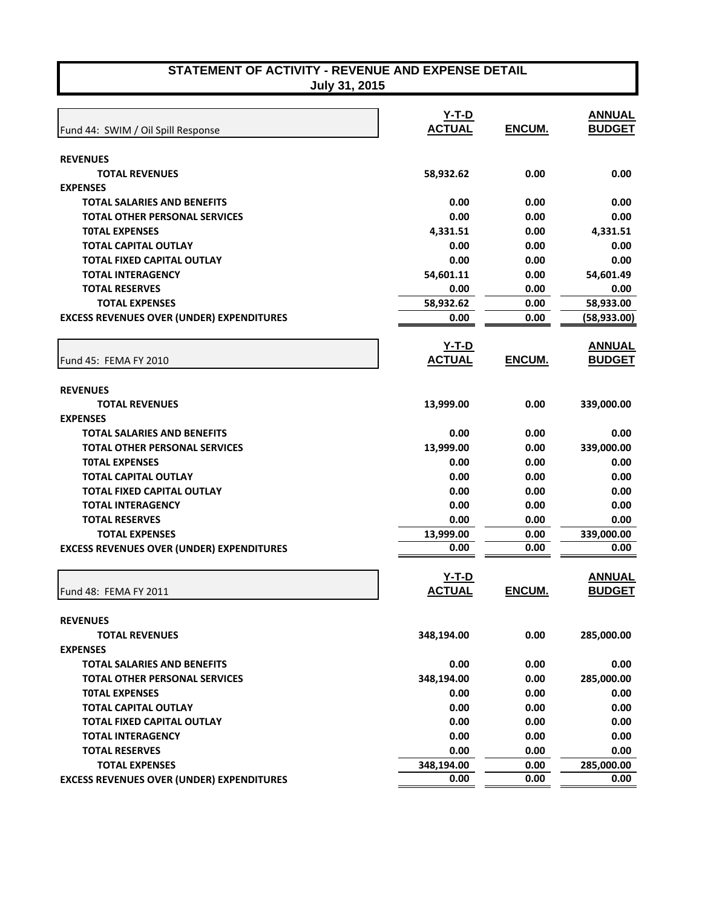# STATEMENT OF ACTIVITY - REVENUE AND EXPENSE DETAIL

**July 31, 2015**

| Fund 44: SWIM / Oil Spill Response | Y-T-D ACTUAL | ENCUM. | ANNUAL BUDGET |
|---|---|---|---|
| **REVENUES** | | | |
| **TOTAL REVENUES** | 58,932.62 | 0.00 | 0.00 |
| **EXPENSES** | | | |
| **TOTAL SALARIES AND BENEFITS** | 0.00 | 0.00 | 0.00 |
| **TOTAL OTHER PERSONAL SERVICES** | 0.00 | 0.00 | 0.00 |
| **T0TAL EXPENSES** | 4,331.51 | 0.00 | 4,331.51 |
| **TOTAL CAPITAL OUTLAY** | 0.00 | 0.00 | 0.00 |
| **TOTAL FIXED CAPITAL OUTLAY** | 0.00 | 0.00 | 0.00 |
| **TOTAL INTERAGENCY** | 54,601.11 | 0.00 | 54,601.49 |
| **TOTAL RESERVES** | 0.00 | 0.00 | 0.00 |
| **TOTAL EXPENSES** | 58,932.62 | 0.00 | 58,933.00 |
| **EXCESS REVENUES OVER (UNDER) EXPENDITURES** | 0.00 | 0.00 | (58,933.00) |

| Fund 45: FEMA FY 2010 | Y-T-D ACTUAL | ENCUM. | ANNUAL BUDGET |
|---|---|---|---|
| **REVENUES** | | | |
| **TOTAL REVENUES** | 13,999.00 | 0.00 | 339,000.00 |
| **EXPENSES** | | | |
| **TOTAL SALARIES AND BENEFITS** | 0.00 | 0.00 | 0.00 |
| **TOTAL OTHER PERSONAL SERVICES** | 13,999.00 | 0.00 | 339,000.00 |
| **T0TAL EXPENSES** | 0.00 | 0.00 | 0.00 |
| **TOTAL CAPITAL OUTLAY** | 0.00 | 0.00 | 0.00 |
| **TOTAL FIXED CAPITAL OUTLAY** | 0.00 | 0.00 | 0.00 |
| **TOTAL INTERAGENCY** | 0.00 | 0.00 | 0.00 |
| **TOTAL RESERVES** | 0.00 | 0.00 | 0.00 |
| **TOTAL EXPENSES** | 13,999.00 | 0.00 | 339,000.00 |
| **EXCESS REVENUES OVER (UNDER) EXPENDITURES** | 0.00 | 0.00 | 0.00 |

| Fund 48: FEMA FY 2011 | Y-T-D ACTUAL | ENCUM. | ANNUAL BUDGET |
|---|---|---|---|
| **REVENUES** | | | |
| **TOTAL REVENUES** | 348,194.00 | 0.00 | 285,000.00 |
| **EXPENSES** | | | |
| **TOTAL SALARIES AND BENEFITS** | 0.00 | 0.00 | 0.00 |
| **TOTAL OTHER PERSONAL SERVICES** | 348,194.00 | 0.00 | 285,000.00 |
| **T0TAL EXPENSES** | 0.00 | 0.00 | 0.00 |
| **TOTAL CAPITAL OUTLAY** | 0.00 | 0.00 | 0.00 |
| **TOTAL FIXED CAPITAL OUTLAY** | 0.00 | 0.00 | 0.00 |
| **TOTAL INTERAGENCY** | 0.00 | 0.00 | 0.00 |
| **TOTAL RESERVES** | 0.00 | 0.00 | 0.00 |
| **TOTAL EXPENSES** | 348,194.00 | 0.00 | 285,000.00 |
| **EXCESS REVENUES OVER (UNDER) EXPENDITURES** | 0.00 | 0.00 | 0.00 |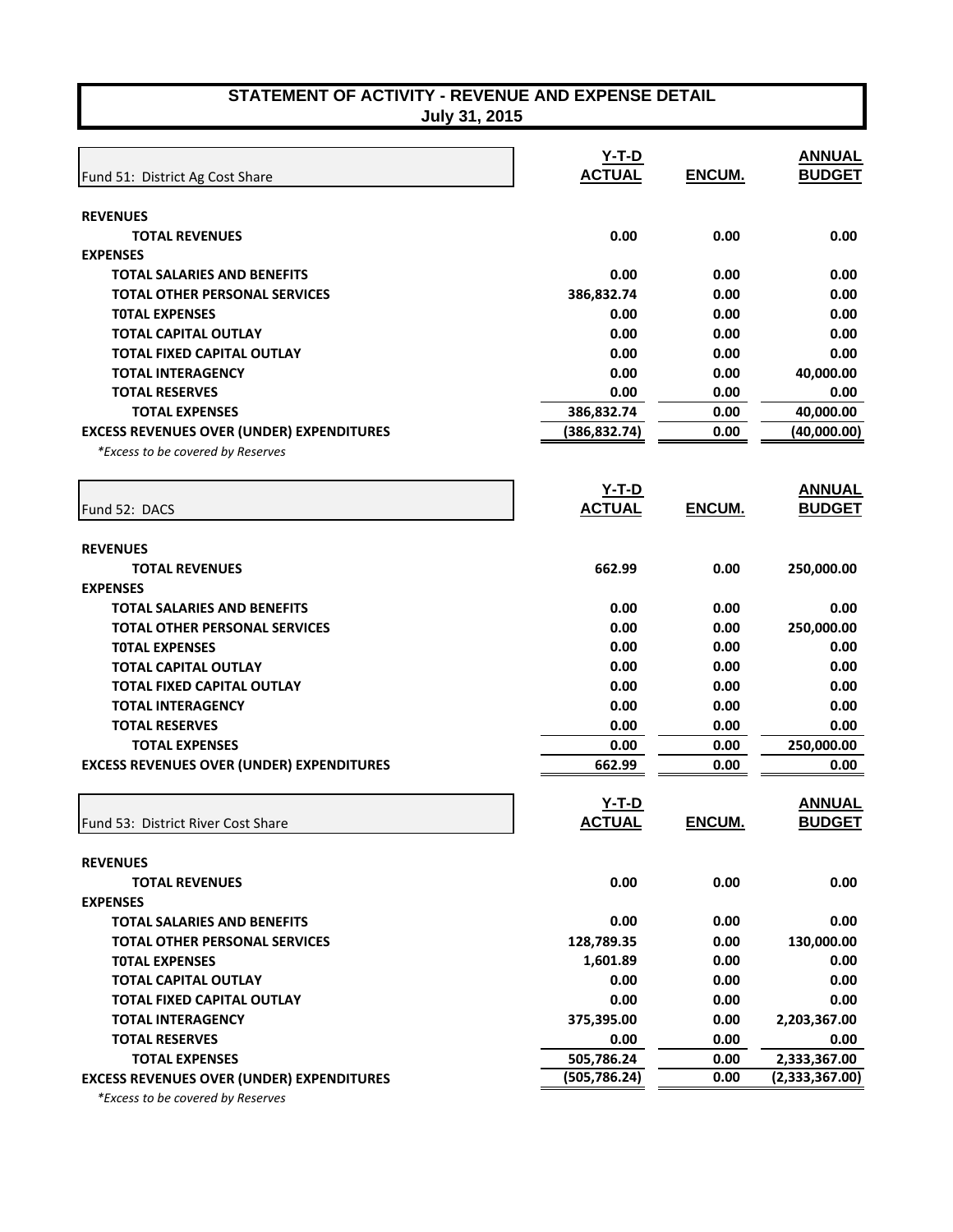# STATEMENT OF ACTIVITY - REVENUE AND EXPENSE DETAIL
## July 31, 2015

| Fund 51: District Ag Cost Share | Y-T-D ACTUAL | ENCUM. | ANNUAL BUDGET |
|---|---|---|---|
| **REVENUES** | | | |
| **TOTAL REVENUES** | **0.00** | **0.00** | **0.00** |
| **EXPENSES** | | | |
| **TOTAL SALARIES AND BENEFITS** | **0.00** | **0.00** | **0.00** |
| **TOTAL OTHER PERSONAL SERVICES** | **386,832.74** | **0.00** | **0.00** |
| **T0TAL EXPENSES** | **0.00** | **0.00** | **0.00** |
| **TOTAL CAPITAL OUTLAY** | **0.00** | **0.00** | **0.00** |
| **TOTAL FIXED CAPITAL OUTLAY** | **0.00** | **0.00** | **0.00** |
| **TOTAL INTERAGENCY** | **0.00** | **0.00** | **40,000.00** |
| **TOTAL RESERVES** | **0.00** | **0.00** | **0.00** |
| **TOTAL EXPENSES** | **386,832.74** | **0.00** | **40,000.00** |
| **EXCESS REVENUES OVER (UNDER) EXPENDITURES** | **(386,832.74)** | **0.00** | **(40,000.00)** |

*\*Excess to be covered by Reserves*

| Fund 52: DACS | Y-T-D ACTUAL | ENCUM. | ANNUAL BUDGET |
|---|---|---|---|
| **REVENUES** | | | |
| **TOTAL REVENUES** | **662.99** | **0.00** | **250,000.00** |
| **EXPENSES** | | | |
| **TOTAL SALARIES AND BENEFITS** | **0.00** | **0.00** | **0.00** |
| **TOTAL OTHER PERSONAL SERVICES** | **0.00** | **0.00** | **250,000.00** |
| **T0TAL EXPENSES** | **0.00** | **0.00** | **0.00** |
| **TOTAL CAPITAL OUTLAY** | **0.00** | **0.00** | **0.00** |
| **TOTAL FIXED CAPITAL OUTLAY** | **0.00** | **0.00** | **0.00** |
| **TOTAL INTERAGENCY** | **0.00** | **0.00** | **0.00** |
| **TOTAL RESERVES** | **0.00** | **0.00** | **0.00** |
| **TOTAL EXPENSES** | **0.00** | **0.00** | **250,000.00** |
| **EXCESS REVENUES OVER (UNDER) EXPENDITURES** | **662.99** | **0.00** | **0.00** |

| Fund 53: District River Cost Share | Y-T-D ACTUAL | ENCUM. | ANNUAL BUDGET |
|---|---|---|---|
| **REVENUES** | | | |
| **TOTAL REVENUES** | **0.00** | **0.00** | **0.00** |
| **EXPENSES** | | | |
| **TOTAL SALARIES AND BENEFITS** | **0.00** | **0.00** | **0.00** |
| **TOTAL OTHER PERSONAL SERVICES** | **128,789.35** | **0.00** | **130,000.00** |
| **T0TAL EXPENSES** | **1,601.89** | **0.00** | **0.00** |
| **TOTAL CAPITAL OUTLAY** | **0.00** | **0.00** | **0.00** |
| **TOTAL FIXED CAPITAL OUTLAY** | **0.00** | **0.00** | **0.00** |
| **TOTAL INTERAGENCY** | **375,395.00** | **0.00** | **2,203,367.00** |
| **TOTAL RESERVES** | **0.00** | **0.00** | **0.00** |
| **TOTAL EXPENSES** | **505,786.24** | **0.00** | **2,333,367.00** |
| **EXCESS REVENUES OVER (UNDER) EXPENDITURES** | **(505,786.24)** | **0.00** | **(2,333,367.00)** |

*\*Excess to be covered by Reserves*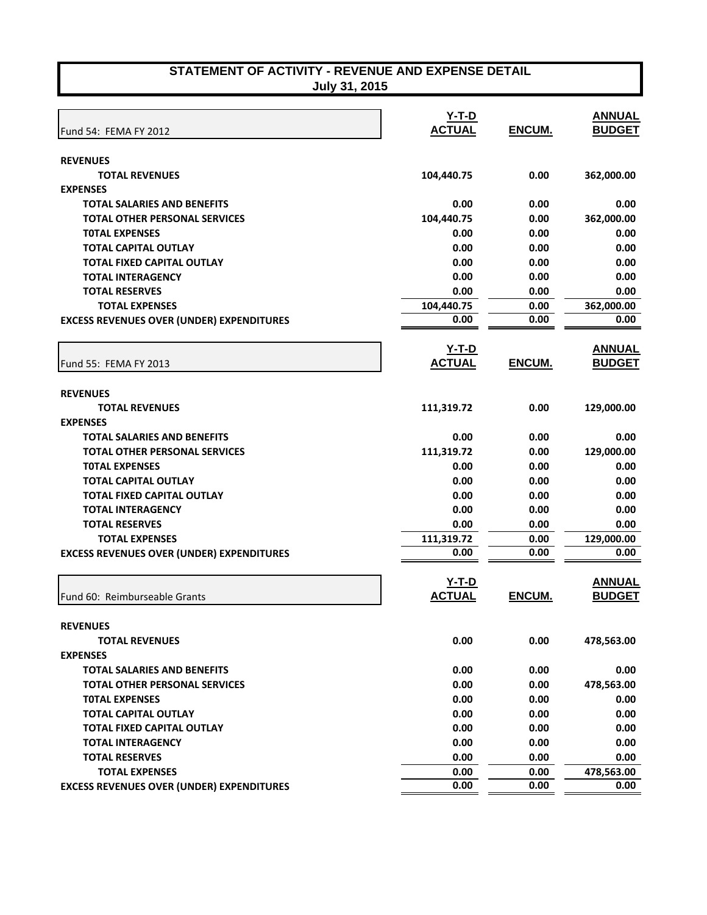# STATEMENT OF ACTIVITY - REVENUE AND EXPENSE DETAIL
## July 31, 2015

| Fund 54: FEMA FY 2012 | Y-T-D ACTUAL | ENCUM. | ANNUAL BUDGET |
|---|---|---|---|
| **REVENUES** | | | |
| **TOTAL REVENUES** | **104,440.75** | **0.00** | **362,000.00** |
| **EXPENSES** | | | |
| **TOTAL SALARIES AND BENEFITS** | **0.00** | **0.00** | **0.00** |
| **TOTAL OTHER PERSONAL SERVICES** | **104,440.75** | **0.00** | **362,000.00** |
| **T0TAL EXPENSES** | **0.00** | **0.00** | **0.00** |
| **TOTAL CAPITAL OUTLAY** | **0.00** | **0.00** | **0.00** |
| **TOTAL FIXED CAPITAL OUTLAY** | **0.00** | **0.00** | **0.00** |
| **TOTAL INTERAGENCY** | **0.00** | **0.00** | **0.00** |
| **TOTAL RESERVES** | **0.00** | **0.00** | **0.00** |
| **TOTAL EXPENSES** | **104,440.75** | **0.00** | **362,000.00** |
| **EXCESS REVENUES OVER (UNDER) EXPENDITURES** | **0.00** | **0.00** | **0.00** |

| Fund 55: FEMA FY 2013 | Y-T-D ACTUAL | ENCUM. | ANNUAL BUDGET |
|---|---|---|---|
| **REVENUES** | | | |
| **TOTAL REVENUES** | **111,319.72** | **0.00** | **129,000.00** |
| **EXPENSES** | | | |
| **TOTAL SALARIES AND BENEFITS** | **0.00** | **0.00** | **0.00** |
| **TOTAL OTHER PERSONAL SERVICES** | **111,319.72** | **0.00** | **129,000.00** |
| **T0TAL EXPENSES** | **0.00** | **0.00** | **0.00** |
| **TOTAL CAPITAL OUTLAY** | **0.00** | **0.00** | **0.00** |
| **TOTAL FIXED CAPITAL OUTLAY** | **0.00** | **0.00** | **0.00** |
| **TOTAL INTERAGENCY** | **0.00** | **0.00** | **0.00** |
| **TOTAL RESERVES** | **0.00** | **0.00** | **0.00** |
| **TOTAL EXPENSES** | **111,319.72** | **0.00** | **129,000.00** |
| **EXCESS REVENUES OVER (UNDER) EXPENDITURES** | **0.00** | **0.00** | **0.00** |

| Fund 60: Reimburseable Grants | Y-T-D ACTUAL | ENCUM. | ANNUAL BUDGET |
|---|---|---|---|
| **REVENUES** | | | |
| **TOTAL REVENUES** | **0.00** | **0.00** | **478,563.00** |
| **EXPENSES** | | | |
| **TOTAL SALARIES AND BENEFITS** | **0.00** | **0.00** | **0.00** |
| **TOTAL OTHER PERSONAL SERVICES** | **0.00** | **0.00** | **478,563.00** |
| **T0TAL EXPENSES** | **0.00** | **0.00** | **0.00** |
| **TOTAL CAPITAL OUTLAY** | **0.00** | **0.00** | **0.00** |
| **TOTAL FIXED CAPITAL OUTLAY** | **0.00** | **0.00** | **0.00** |
| **TOTAL INTERAGENCY** | **0.00** | **0.00** | **0.00** |
| **TOTAL RESERVES** | **0.00** | **0.00** | **0.00** |
| **TOTAL EXPENSES** | **0.00** | **0.00** | **478,563.00** |
| **EXCESS REVENUES OVER (UNDER) EXPENDITURES** | **0.00** | **0.00** | **0.00** |